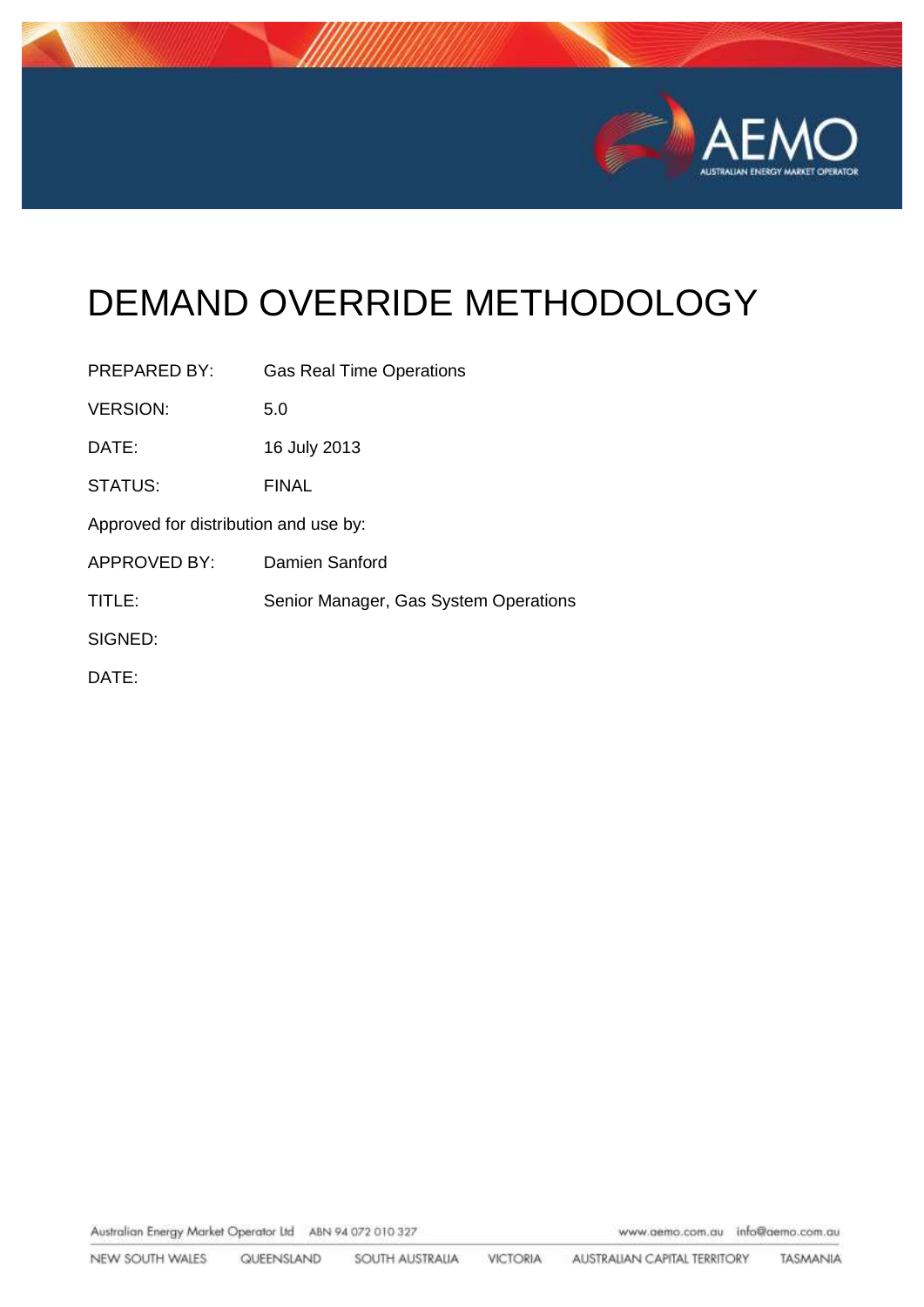# DEMAND OVERRIDE METHODOLOGY

| | |
|---|---|
| PREPARED BY: | Gas Real Time Operations |
| VERSION: | 5.0 |
| DATE: | 16 July 2013 |
| STATUS: | FINAL |

Approved for distribution and use by:

| | |
|---|---|
| APPROVED BY: | Damien Sanford |
| TITLE: | Senior Manager, Gas System Operations |
| SIGNED: | |
| DATE: | |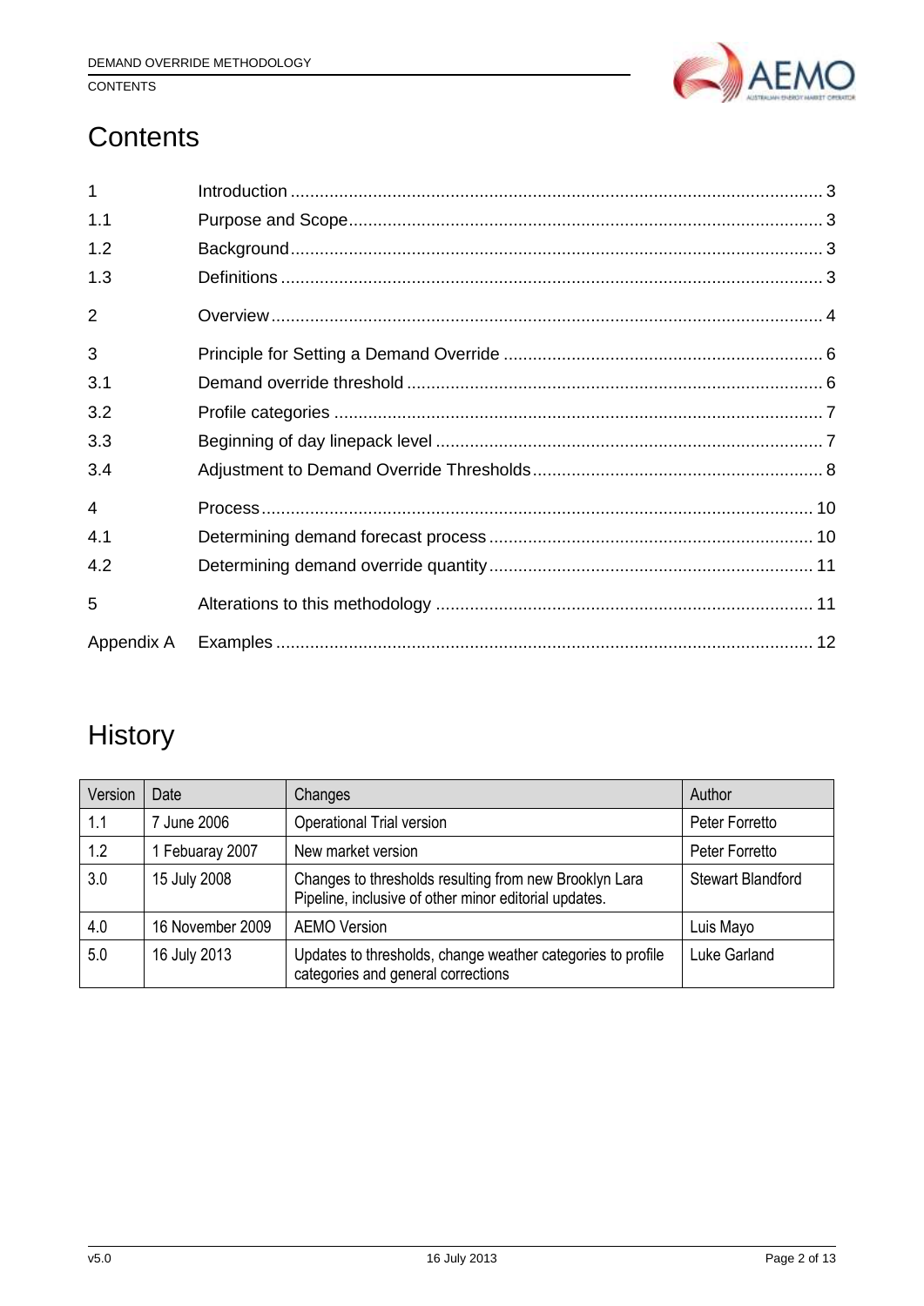# Contents

| | | |
|---|---|---|
| 1 | Introduction | 3 |
| 1.1 | Purpose and Scope | 3 |
| 1.2 | Background | 3 |
| 1.3 | Definitions | 3 |
| 2 | Overview | 4 |
| 3 | Principle for Setting a Demand Override | 6 |
| 3.1 | Demand override threshold | 6 |
| 3.2 | Profile categories | 7 |
| 3.3 | Beginning of day linepack level | 7 |
| 3.4 | Adjustment to Demand Override Thresholds | 8 |
| 4 | Process | 10 |
| 4.1 | Determining demand forecast process | 10 |
| 4.2 | Determining demand override quantity | 11 |
| 5 | Alterations to this methodology | 11 |
| Appendix A | Examples | 12 |

# History

| Version | Date | Changes | Author |
|---|---|---|---|
| 1.1 | 7 June 2006 | Operational Trial version | Peter Forretto |
| 1.2 | 1 Febuaray 2007 | New market version | Peter Forretto |
| 3.0 | 15 July 2008 | Changes to thresholds resulting from new Brooklyn Lara Pipeline, inclusive of other minor editorial updates. | Stewart Blandford |
| 4.0 | 16 November 2009 | AEMO Version | Luis Mayo |
| 5.0 | 16 July 2013 | Updates to thresholds, change weather categories to profile categories and general corrections | Luke Garland |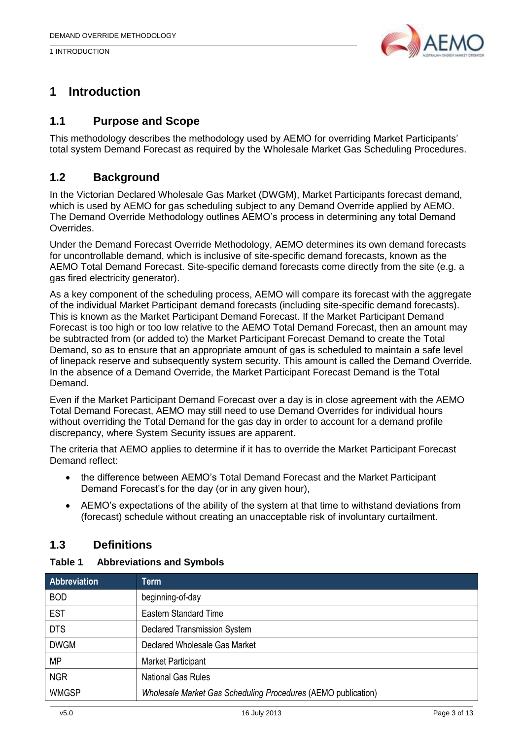# 1 Introduction

## 1.1 Purpose and Scope

This methodology describes the methodology used by AEMO for overriding Market Participants' total system Demand Forecast as required by the Wholesale Market Gas Scheduling Procedures.

## 1.2 Background

In the Victorian Declared Wholesale Gas Market (DWGM), Market Participants forecast demand, which is used by AEMO for gas scheduling subject to any Demand Override applied by AEMO. The Demand Override Methodology outlines AEMO's process in determining any total Demand Overrides.

Under the Demand Forecast Override Methodology, AEMO determines its own demand forecasts for uncontrollable demand, which is inclusive of site-specific demand forecasts, known as the AEMO Total Demand Forecast. Site-specific demand forecasts come directly from the site (e.g. a gas fired electricity generator).

As a key component of the scheduling process, AEMO will compare its forecast with the aggregate of the individual Market Participant demand forecasts (including site-specific demand forecasts). This is known as the Market Participant Demand Forecast. If the Market Participant Demand Forecast is too high or too low relative to the AEMO Total Demand Forecast, then an amount may be subtracted from (or added to) the Market Participant Forecast Demand to create the Total Demand, so as to ensure that an appropriate amount of gas is scheduled to maintain a safe level of linepack reserve and subsequently system security. This amount is called the Demand Override. In the absence of a Demand Override, the Market Participant Forecast Demand is the Total Demand.

Even if the Market Participant Demand Forecast over a day is in close agreement with the AEMO Total Demand Forecast, AEMO may still need to use Demand Overrides for individual hours without overriding the Total Demand for the gas day in order to account for a demand profile discrepancy, where System Security issues are apparent.

The criteria that AEMO applies to determine if it has to override the Market Participant Forecast Demand reflect:

- the difference between AEMO's Total Demand Forecast and the Market Participant Demand Forecast's for the day (or in any given hour),
- AEMO's expectations of the ability of the system at that time to withstand deviations from (forecast) schedule without creating an unacceptable risk of involuntary curtailment.

## 1.3 Definitions

**Table 1 Abbreviations and Symbols**

| Abbreviation | Term |
| --- | --- |
| BOD | beginning-of-day |
| EST | Eastern Standard Time |
| DTS | Declared Transmission System |
| DWGM | Declared Wholesale Gas Market |
| MP | Market Participant |
| NGR | National Gas Rules |
| WMGSP | *Wholesale Market Gas Scheduling Procedures* (AEMO publication) |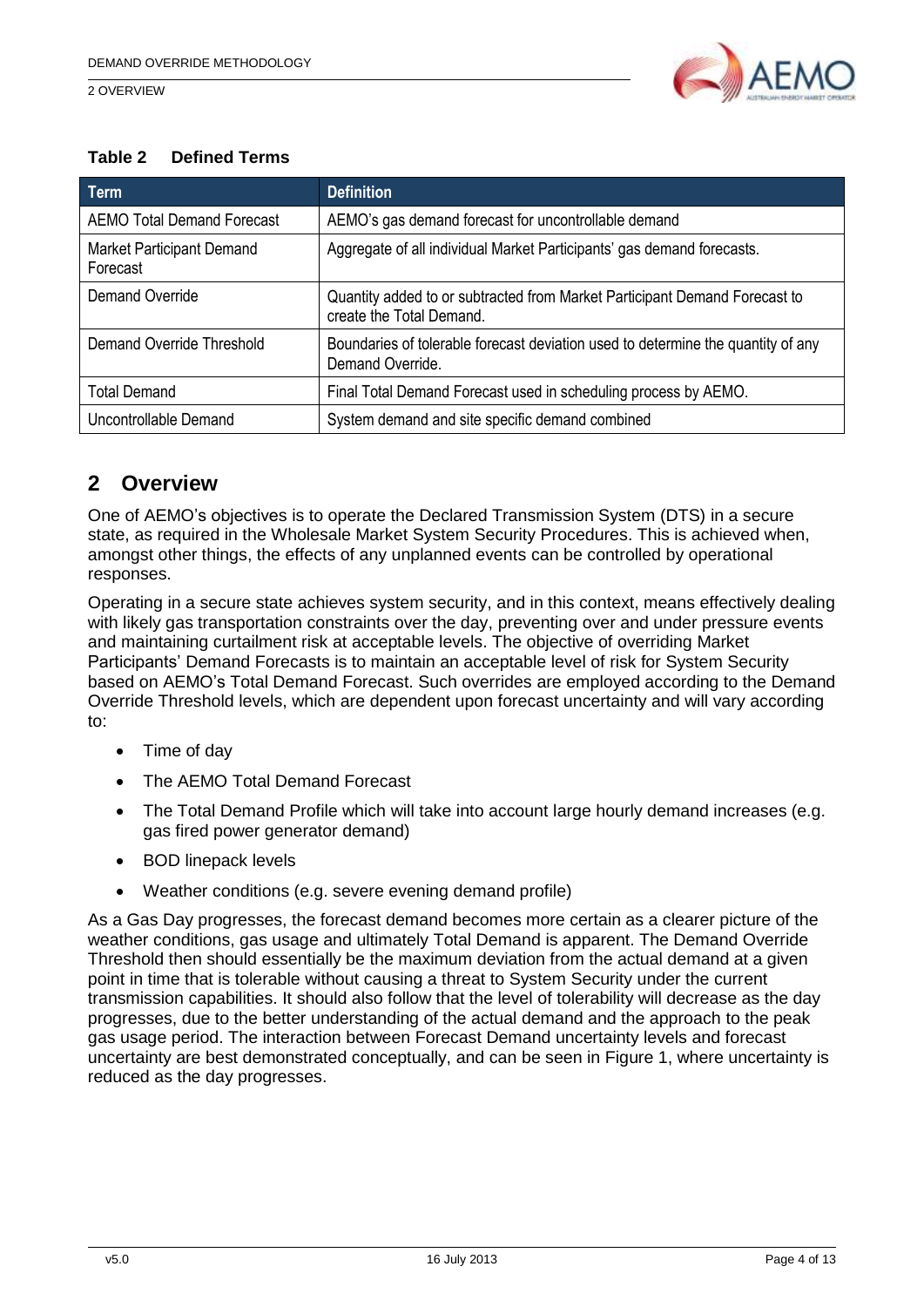**Table 2 Defined Terms**

| Term | Definition |
| --- | --- |
| AEMO Total Demand Forecast | AEMO's gas demand forecast for uncontrollable demand |
| Market Participant Demand Forecast | Aggregate of all individual Market Participants' gas demand forecasts. |
| Demand Override | Quantity added to or subtracted from Market Participant Demand Forecast to create the Total Demand. |
| Demand Override Threshold | Boundaries of tolerable forecast deviation used to determine the quantity of any Demand Override. |
| Total Demand | Final Total Demand Forecast used in scheduling process by AEMO. |
| Uncontrollable Demand | System demand and site specific demand combined |

# 2 Overview

One of AEMO's objectives is to operate the Declared Transmission System (DTS) in a secure state, as required in the Wholesale Market System Security Procedures. This is achieved when, amongst other things, the effects of any unplanned events can be controlled by operational responses.

Operating in a secure state achieves system security, and in this context, means effectively dealing with likely gas transportation constraints over the day, preventing over and under pressure events and maintaining curtailment risk at acceptable levels. The objective of overriding Market Participants' Demand Forecasts is to maintain an acceptable level of risk for System Security based on AEMO's Total Demand Forecast. Such overrides are employed according to the Demand Override Threshold levels, which are dependent upon forecast uncertainty and will vary according to:

- Time of day
- The AEMO Total Demand Forecast
- The Total Demand Profile which will take into account large hourly demand increases (e.g. gas fired power generator demand)
- BOD linepack levels
- Weather conditions (e.g. severe evening demand profile)

As a Gas Day progresses, the forecast demand becomes more certain as a clearer picture of the weather conditions, gas usage and ultimately Total Demand is apparent. The Demand Override Threshold then should essentially be the maximum deviation from the actual demand at a given point in time that is tolerable without causing a threat to System Security under the current transmission capabilities. It should also follow that the level of tolerability will decrease as the day progresses, due to the better understanding of the actual demand and the approach to the peak gas usage period. The interaction between Forecast Demand uncertainty levels and forecast uncertainty are best demonstrated conceptually, and can be seen in Figure 1, where uncertainty is reduced as the day progresses.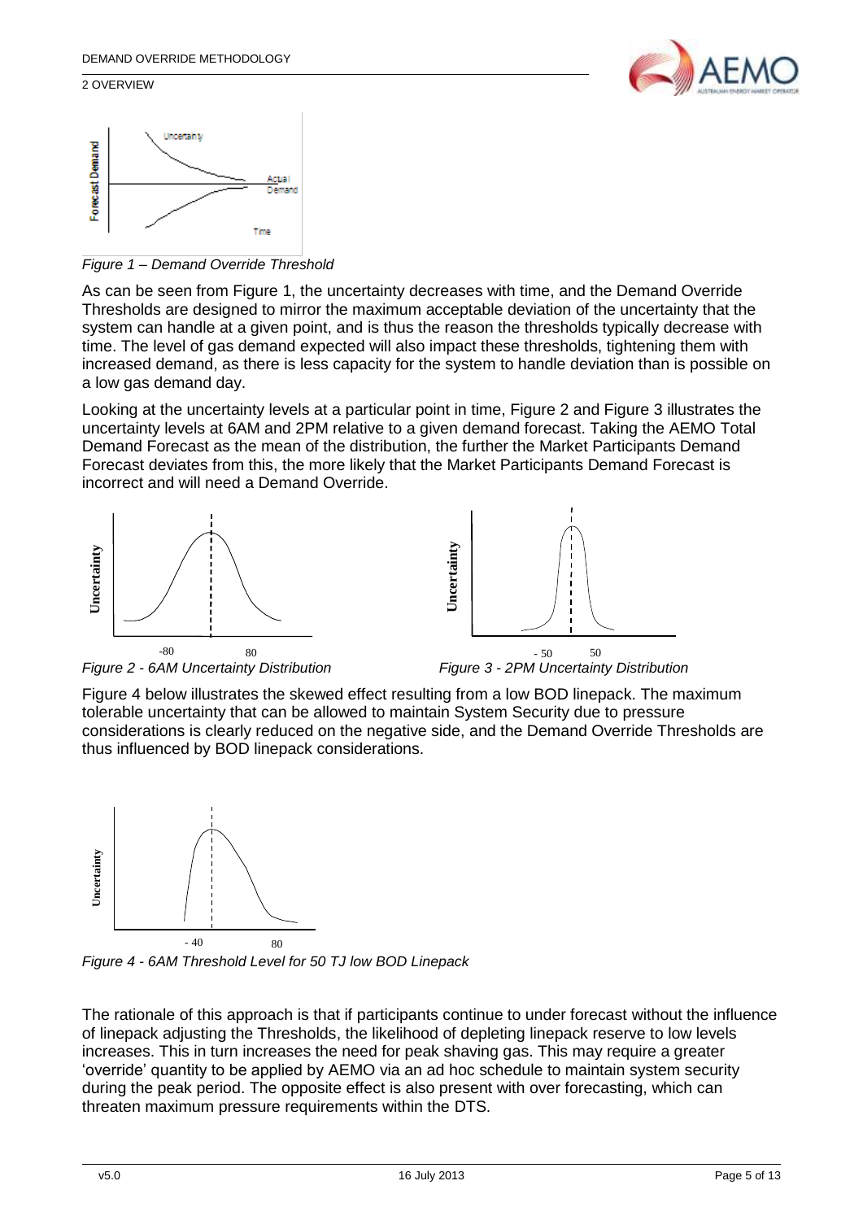Figure 1 – Demand Override Threshold

As can be seen from Figure 1, the uncertainty decreases with time, and the Demand Override Thresholds are designed to mirror the maximum acceptable deviation of the uncertainty that the system can handle at a given point, and is thus the reason the thresholds typically decrease with time. The level of gas demand expected will also impact these thresholds, tightening them with increased demand, as there is less capacity for the system to handle deviation than is possible on a low gas demand day.

Looking at the uncertainty levels at a particular point in time, Figure 2 and Figure 3 illustrates the uncertainty levels at 6AM and 2PM relative to a given demand forecast. Taking the AEMO Total Demand Forecast as the mean of the distribution, the further the Market Participants Demand Forecast deviates from this, the more likely that the Market Participants Demand Forecast is incorrect and will need a Demand Override.

*Figure 2 - 6AM Uncertainty Distribution*

*Figure 3 - 2PM Uncertainty Distribution*

Figure 4 below illustrates the skewed effect resulting from a low BOD linepack. The maximum tolerable uncertainty that can be allowed to maintain System Security due to pressure considerations is clearly reduced on the negative side, and the Demand Override Thresholds are thus influenced by BOD linepack considerations.

*Figure 4 - 6AM Threshold Level for 50 TJ low BOD Linepack*

The rationale of this approach is that if participants continue to under forecast without the influence of linepack adjusting the Thresholds, the likelihood of depleting linepack reserve to low levels increases. This in turn increases the need for peak shaving gas. This may require a greater 'override' quantity to be applied by AEMO via an ad hoc schedule to maintain system security during the peak period. The opposite effect is also present with over forecasting, which can threaten maximum pressure requirements within the DTS.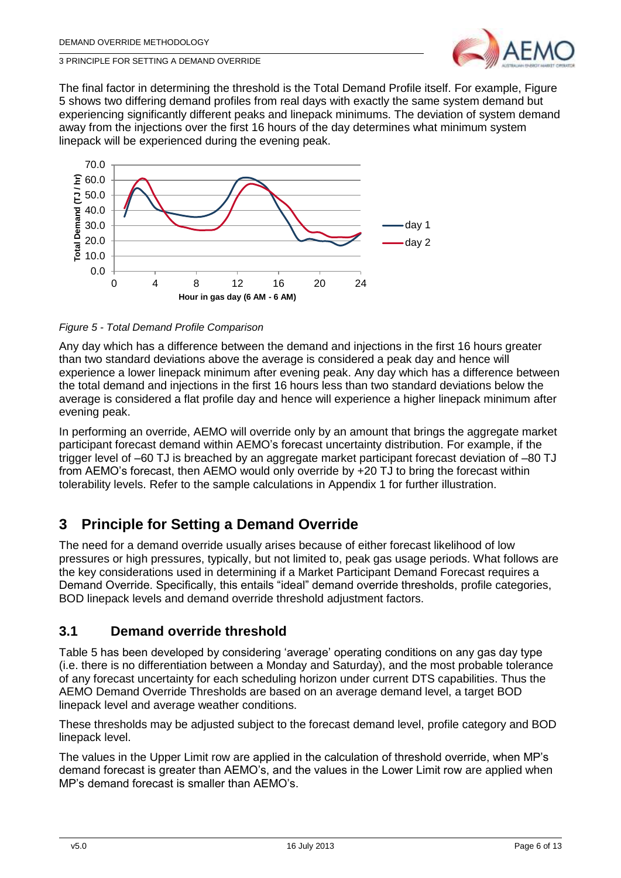The final factor in determining the threshold is the Total Demand Profile itself. For example, Figure 5 shows two differing demand profiles from real days with exactly the same system demand but experiencing significantly different peaks and linepack minimums. The deviation of system demand away from the injections over the first 16 hours of the day determines what minimum system linepack will be experienced during the evening peak.

*Figure 5 - Total Demand Profile Comparison*

Any day which has a difference between the demand and injections in the first 16 hours greater than two standard deviations above the average is considered a peak day and hence will experience a lower linepack minimum after evening peak. Any day which has a difference between the total demand and injections in the first 16 hours less than two standard deviations below the average is considered a flat profile day and hence will experience a higher linepack minimum after evening peak.

In performing an override, AEMO will override only by an amount that brings the aggregate market participant forecast demand within AEMO's forecast uncertainty distribution. For example, if the trigger level of –60 TJ is breached by an aggregate market participant forecast deviation of –80 TJ from AEMO's forecast, then AEMO would only override by +20 TJ to bring the forecast within tolerability levels. Refer to the sample calculations in Appendix 1 for further illustration.

# 3 Principle for Setting a Demand Override

The need for a demand override usually arises because of either forecast likelihood of low pressures or high pressures, typically, but not limited to, peak gas usage periods. What follows are the key considerations used in determining if a Market Participant Demand Forecast requires a Demand Override. Specifically, this entails "ideal" demand override thresholds, profile categories, BOD linepack levels and demand override threshold adjustment factors.

## 3.1 Demand override threshold

Table 5 has been developed by considering 'average' operating conditions on any gas day type (i.e. there is no differentiation between a Monday and Saturday), and the most probable tolerance of any forecast uncertainty for each scheduling horizon under current DTS capabilities. Thus the AEMO Demand Override Thresholds are based on an average demand level, a target BOD linepack level and average weather conditions.

These thresholds may be adjusted subject to the forecast demand level, profile category and BOD linepack level.

The values in the Upper Limit row are applied in the calculation of threshold override, when MP's demand forecast is greater than AEMO's, and the values in the Lower Limit row are applied when MP's demand forecast is smaller than AEMO's.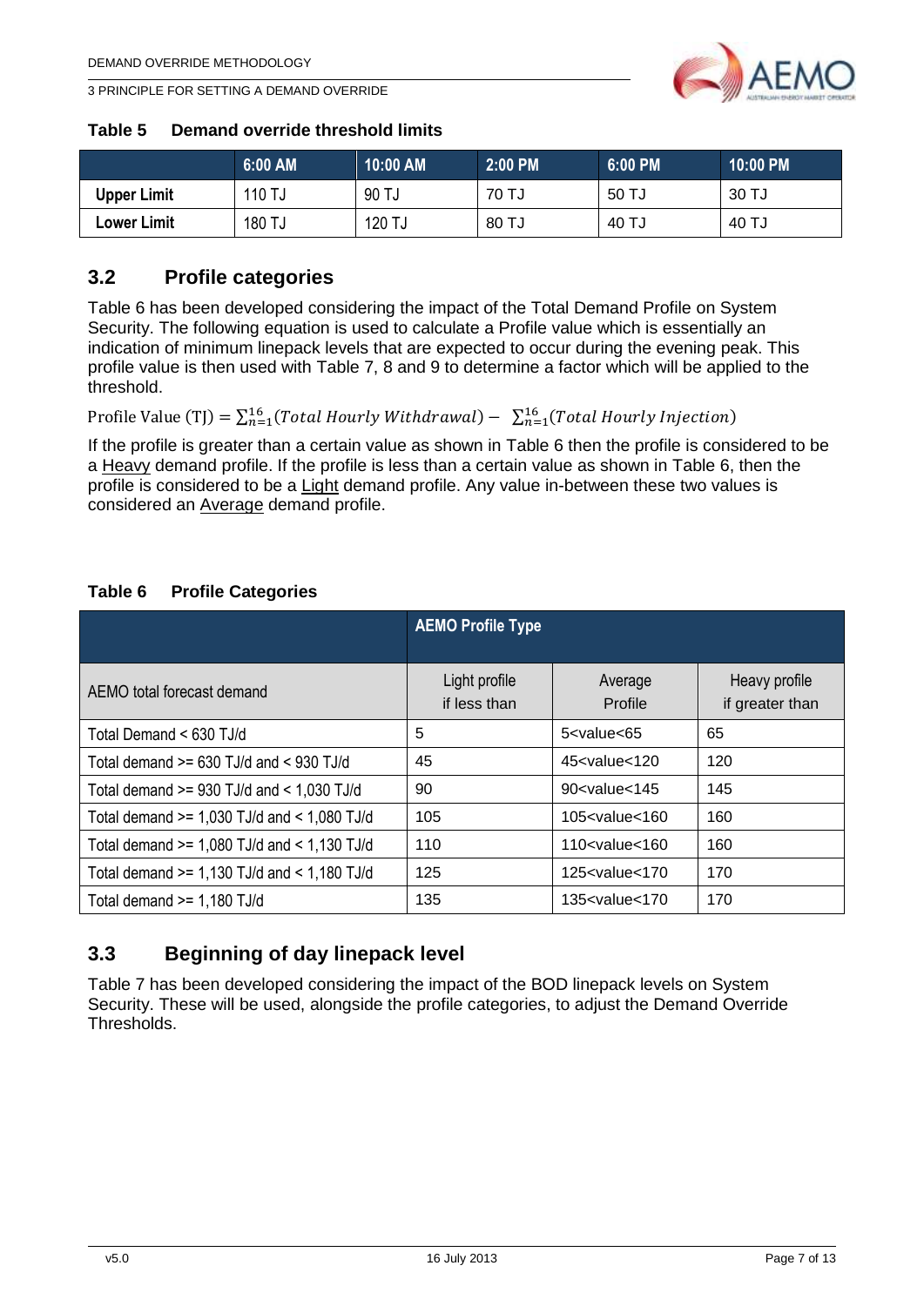**Table 5 Demand override threshold limits**

| | 6:00 AM | 10:00 AM | 2:00 PM | 6:00 PM | 10:00 PM |
|---|---|---|---|---|---|
| **Upper Limit** | 110 TJ | 90 TJ | 70 TJ | 50 TJ | 30 TJ |
| **Lower Limit** | 180 TJ | 120 TJ | 80 TJ | 40 TJ | 40 TJ |

## 3.2 Profile categories

Table 6 has been developed considering the impact of the Total Demand Profile on System Security. The following equation is used to calculate a Profile value which is essentially an indication of minimum linepack levels that are expected to occur during the evening peak. This profile value is then used with Table 7, 8 and 9 to determine a factor which will be applied to the threshold.

$$\text{Profile Value (TJ)} = \sum_{n=1}^{16}(Total\ Hourly\ Withdrawal) - \sum_{n=1}^{16}(Total\ Hourly\ Injection)$$

If the profile is greater than a certain value as shown in Table 6 then the profile is considered to be a Heavy demand profile. If the profile is less than a certain value as shown in Table 6, then the profile is considered to be a Light demand profile. Any value in-between these two values is considered an Average demand profile.

**Table 6 Profile Categories**

| | AEMO Profile Type | | |
|---|---|---|---|
| AEMO total forecast demand | Light profile if less than | Average Profile | Heavy profile if greater than |
| Total Demand < 630 TJ/d | 5 | 5<value<65 | 65 |
| Total demand >= 630 TJ/d and < 930 TJ/d | 45 | 45<value<120 | 120 |
| Total demand >= 930 TJ/d and < 1,030 TJ/d | 90 | 90<value<145 | 145 |
| Total demand >= 1,030 TJ/d and < 1,080 TJ/d | 105 | 105<value<160 | 160 |
| Total demand >= 1,080 TJ/d and < 1,130 TJ/d | 110 | 110<value<160 | 160 |
| Total demand >= 1,130 TJ/d and < 1,180 TJ/d | 125 | 125<value<170 | 170 |
| Total demand >= 1,180 TJ/d | 135 | 135<value<170 | 170 |

## 3.3 Beginning of day linepack level

Table 7 has been developed considering the impact of the BOD linepack levels on System Security. These will be used, alongside the profile categories, to adjust the Demand Override Thresholds.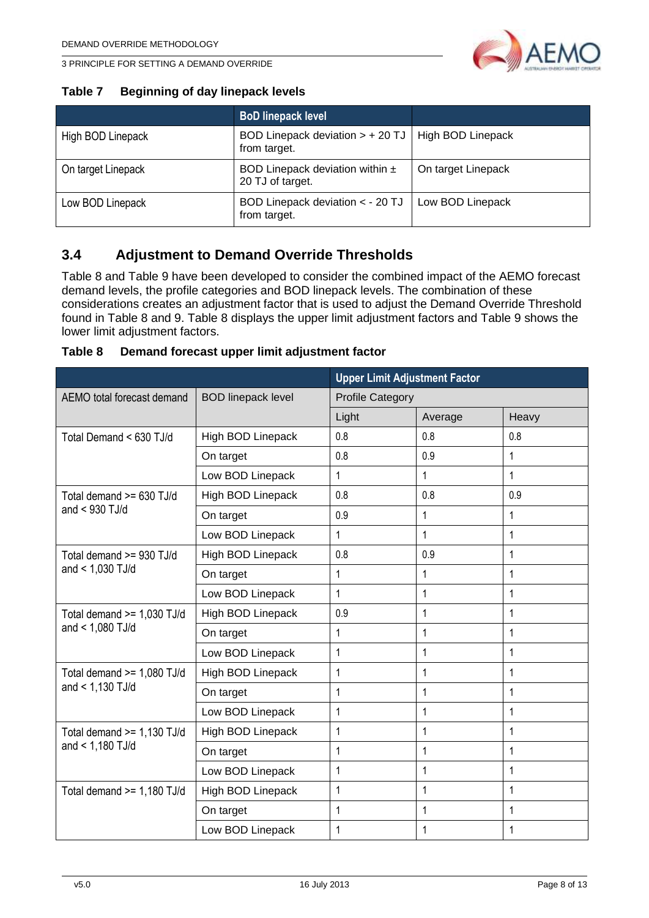**Table 7 Beginning of day linepack levels**

| | BoD linepack level | |
|---|---|---|
| High BOD Linepack | BOD Linepack deviation > + 20 TJ from target. | High BOD Linepack |
| On target Linepack | BOD Linepack deviation within ± 20 TJ of target. | On target Linepack |
| Low BOD Linepack | BOD Linepack deviation < - 20 TJ from target. | Low BOD Linepack |

## 3.4 Adjustment to Demand Override Thresholds

Table 8 and Table 9 have been developed to consider the combined impact of the AEMO forecast demand levels, the profile categories and BOD linepack levels. The combination of these considerations creates an adjustment factor that is used to adjust the Demand Override Threshold found in Table 8 and 9. Table 8 displays the upper limit adjustment factors and Table 9 shows the lower limit adjustment factors.

**Table 8 Demand forecast upper limit adjustment factor**

| | | Upper Limit Adjustment Factor | | |
|---|---|---|---|---|
| AEMO total forecast demand | BOD linepack level | Profile Category | | |
| | | Light | Average | Heavy |
| Total Demand < 630 TJ/d | High BOD Linepack | 0.8 | 0.8 | 0.8 |
| | On target | 0.8 | 0.9 | 1 |
| | Low BOD Linepack | 1 | 1 | 1 |
| Total demand >= 630 TJ/d and < 930 TJ/d | High BOD Linepack | 0.8 | 0.8 | 0.9 |
| | On target | 0.9 | 1 | 1 |
| | Low BOD Linepack | 1 | 1 | 1 |
| Total demand >= 930 TJ/d and < 1,030 TJ/d | High BOD Linepack | 0.8 | 0.9 | 1 |
| | On target | 1 | 1 | 1 |
| | Low BOD Linepack | 1 | 1 | 1 |
| Total demand >= 1,030 TJ/d and < 1,080 TJ/d | High BOD Linepack | 0.9 | 1 | 1 |
| | On target | 1 | 1 | 1 |
| | Low BOD Linepack | 1 | 1 | 1 |
| Total demand >= 1,080 TJ/d and < 1,130 TJ/d | High BOD Linepack | 1 | 1 | 1 |
| | On target | 1 | 1 | 1 |
| | Low BOD Linepack | 1 | 1 | 1 |
| Total demand >= 1,130 TJ/d and < 1,180 TJ/d | High BOD Linepack | 1 | 1 | 1 |
| | On target | 1 | 1 | 1 |
| | Low BOD Linepack | 1 | 1 | 1 |
| Total demand >= 1,180 TJ/d | High BOD Linepack | 1 | 1 | 1 |
| | On target | 1 | 1 | 1 |
| | Low BOD Linepack | 1 | 1 | 1 |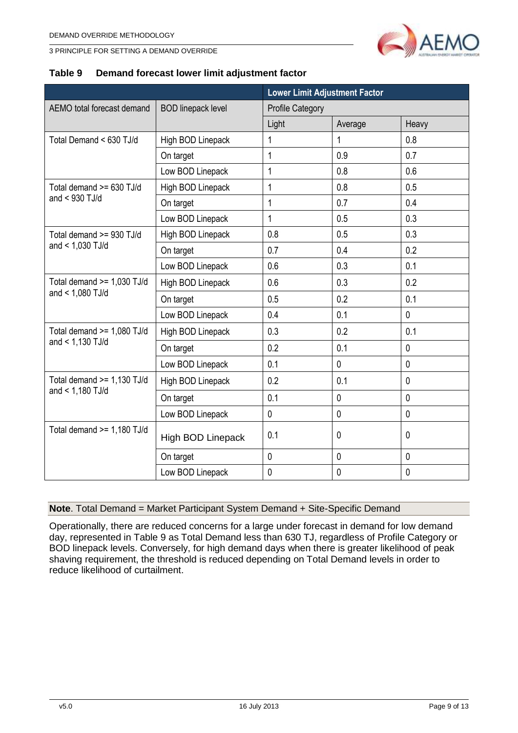**Table 9 Demand forecast lower limit adjustment factor**

| | | Lower Limit Adjustment Factor | | |
|---|---|---|---|---|
| AEMO total forecast demand | BOD linepack level | Profile Category | | |
| | | Light | Average | Heavy |
| Total Demand < 630 TJ/d | High BOD Linepack | 1 | 1 | 0.8 |
| | On target | 1 | 0.9 | 0.7 |
| | Low BOD Linepack | 1 | 0.8 | 0.6 |
| Total demand >= 630 TJ/d and < 930 TJ/d | High BOD Linepack | 1 | 0.8 | 0.5 |
| | On target | 1 | 0.7 | 0.4 |
| | Low BOD Linepack | 1 | 0.5 | 0.3 |
| Total demand >= 930 TJ/d and < 1,030 TJ/d | High BOD Linepack | 0.8 | 0.5 | 0.3 |
| | On target | 0.7 | 0.4 | 0.2 |
| | Low BOD Linepack | 0.6 | 0.3 | 0.1 |
| Total demand >= 1,030 TJ/d and < 1,080 TJ/d | High BOD Linepack | 0.6 | 0.3 | 0.2 |
| | On target | 0.5 | 0.2 | 0.1 |
| | Low BOD Linepack | 0.4 | 0.1 | 0 |
| Total demand >= 1,080 TJ/d and < 1,130 TJ/d | High BOD Linepack | 0.3 | 0.2 | 0.1 |
| | On target | 0.2 | 0.1 | 0 |
| | Low BOD Linepack | 0.1 | 0 | 0 |
| Total demand >= 1,130 TJ/d and < 1,180 TJ/d | High BOD Linepack | 0.2 | 0.1 | 0 |
| | On target | 0.1 | 0 | 0 |
| | Low BOD Linepack | 0 | 0 | 0 |
| Total demand >= 1,180 TJ/d | High BOD Linepack | 0.1 | 0 | 0 |
| | On target | 0 | 0 | 0 |
| | Low BOD Linepack | 0 | 0 | 0 |

**Note**. Total Demand = Market Participant System Demand + Site-Specific Demand

Operationally, there are reduced concerns for a large under forecast in demand for low demand day, represented in Table 9 as Total Demand less than 630 TJ, regardless of Profile Category or BOD linepack levels. Conversely, for high demand days when there is greater likelihood of peak shaving requirement, the threshold is reduced depending on Total Demand levels in order to reduce likelihood of curtailment.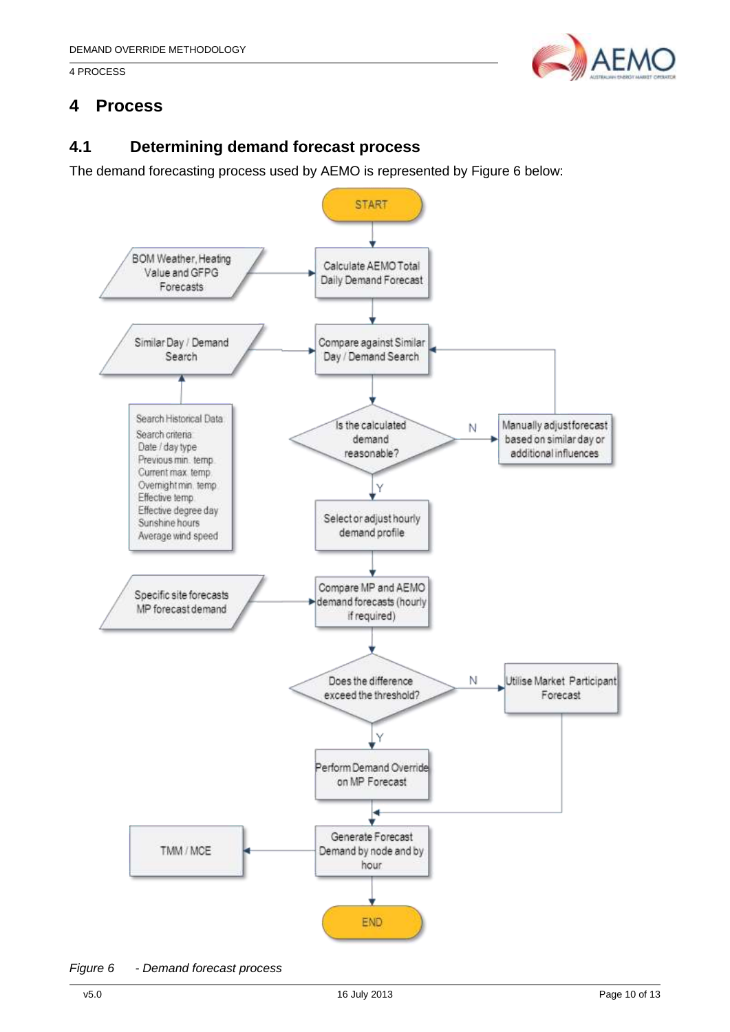# 4 Process

## 4.1 Determining demand forecast process

The demand forecasting process used by AEMO is represented by Figure 6 below:

*Figure 6 - Demand forecast process*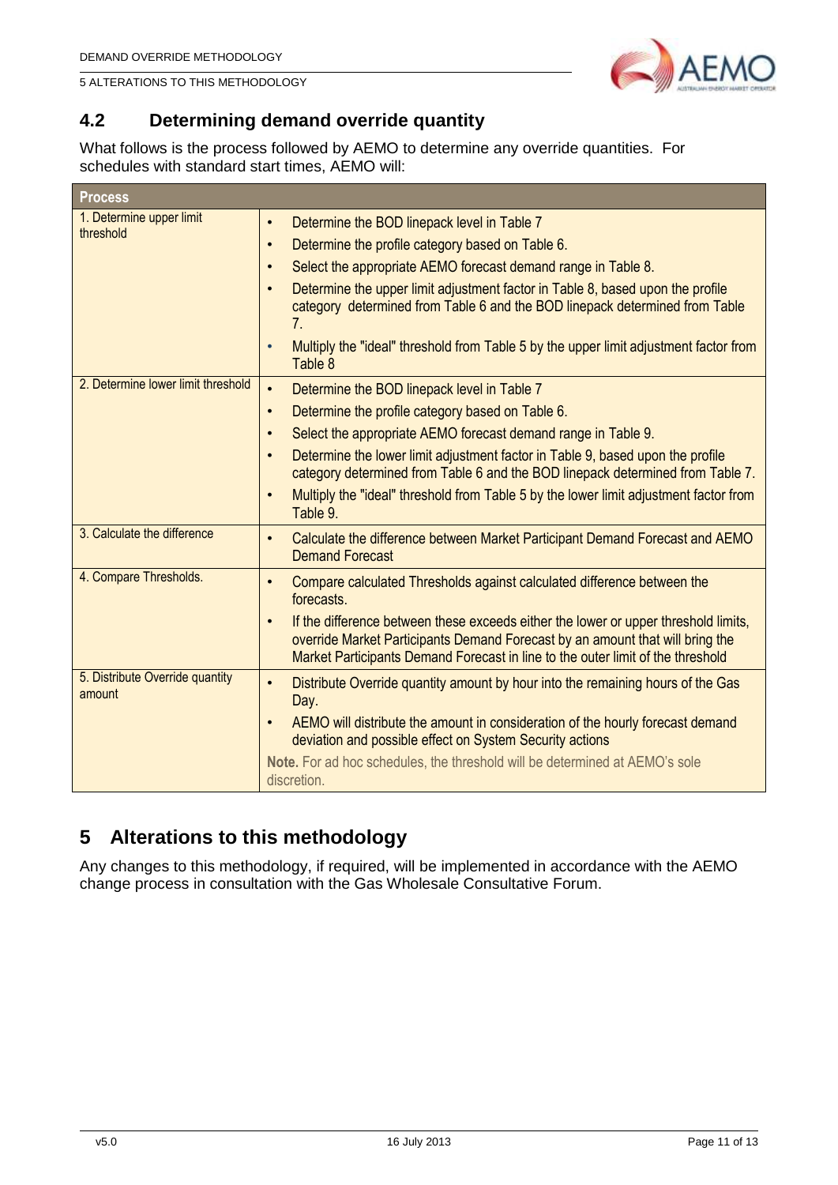## 4.2 Determining demand override quantity

What follows is the process followed by AEMO to determine any override quantities. For schedules with standard start times, AEMO will:

| Process | |
| --- | --- |
| 1. Determine upper limit threshold | • Determine the BOD linepack level in Table 7<br>• Determine the profile category based on Table 6.<br>• Select the appropriate AEMO forecast demand range in Table 8.<br>• Determine the upper limit adjustment factor in Table 8, based upon the profile category determined from Table 6 and the BOD linepack determined from Table 7.<br>• Multiply the "ideal" threshold from Table 5 by the upper limit adjustment factor from Table 8 |
| 2. Determine lower limit threshold | • Determine the BOD linepack level in Table 7<br>• Determine the profile category based on Table 6.<br>• Select the appropriate AEMO forecast demand range in Table 9.<br>• Determine the lower limit adjustment factor in Table 9, based upon the profile category determined from Table 6 and the BOD linepack determined from Table 7.<br>• Multiply the "ideal" threshold from Table 5 by the lower limit adjustment factor from Table 9. |
| 3. Calculate the difference | • Calculate the difference between Market Participant Demand Forecast and AEMO Demand Forecast |
| 4. Compare Thresholds. | • Compare calculated Thresholds against calculated difference between the forecasts.<br>• If the difference between these exceeds either the lower or upper threshold limits, override Market Participants Demand Forecast by an amount that will bring the Market Participants Demand Forecast in line to the outer limit of the threshold |
| 5. Distribute Override quantity amount | • Distribute Override quantity amount by hour into the remaining hours of the Gas Day.<br>• AEMO will distribute the amount in consideration of the hourly forecast demand deviation and possible effect on System Security actions<br>**Note.** For ad hoc schedules, the threshold will be determined at AEMO's sole discretion. |

# 5 Alterations to this methodology

Any changes to this methodology, if required, will be implemented in accordance with the AEMO change process in consultation with the Gas Wholesale Consultative Forum.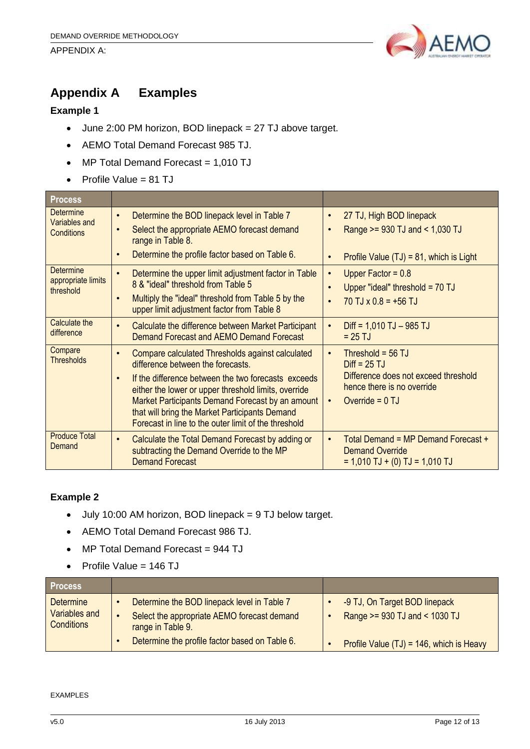# Appendix A Examples

### Example 1

- June 2:00 PM horizon, BOD linepack = 27 TJ above target.
- AEMO Total Demand Forecast 985 TJ.
- MP Total Demand Forecast = 1,010 TJ
- Profile Value = 81 TJ

| Process | | |
|---|---|---|
| Determine Variables and Conditions | • Determine the BOD linepack level in Table 7<br>• Select the appropriate AEMO forecast demand range in Table 8.<br>• Determine the profile factor based on Table 6. | • 27 TJ, High BOD linepack<br>• Range >= 930 TJ and < 1,030 TJ<br>• Profile Value (TJ) = 81, which is Light |
| Determine appropriate limits threshold | • Determine the upper limit adjustment factor in Table 8 & "ideal" threshold from Table 5<br>• Multiply the "ideal" threshold from Table 5 by the upper limit adjustment factor from Table 8 | • Upper Factor = 0.8<br>• Upper "ideal" threshold = 70 TJ<br>• 70 TJ x 0.8 = +56 TJ |
| Calculate the difference | • Calculate the difference between Market Participant Demand Forecast and AEMO Demand Forecast | • Diff = 1,010 TJ – 985 TJ = 25 TJ |
| Compare Thresholds | • Compare calculated Thresholds against calculated difference between the forecasts.<br>• If the difference between the two forecasts exceeds either the lower or upper threshold limits, override Market Participants Demand Forecast by an amount that will bring the Market Participants Demand Forecast in line to the outer limit of the threshold | • Threshold = 56 TJ<br>Diff = 25 TJ<br>Difference does not exceed threshold hence there is no override<br>• Override = 0 TJ |
| Produce Total Demand | • Calculate the Total Demand Forecast by adding or subtracting the Demand Override to the MP Demand Forecast | • Total Demand = MP Demand Forecast + Demand Override<br>= 1,010 TJ + (0) TJ = 1,010 TJ |

### Example 2

- July 10:00 AM horizon, BOD linepack = 9 TJ below target.
- AEMO Total Demand Forecast 986 TJ.
- MP Total Demand Forecast = 944 TJ
- Profile Value = 146 TJ

| Process | | |
|---|---|---|
| Determine Variables and Conditions | • Determine the BOD linepack level in Table 7<br>• Select the appropriate AEMO forecast demand range in Table 9.<br>• Determine the profile factor based on Table 6. | • -9 TJ, On Target BOD linepack<br>• Range >= 930 TJ and < 1030 TJ<br>• Profile Value (TJ) = 146, which is Heavy |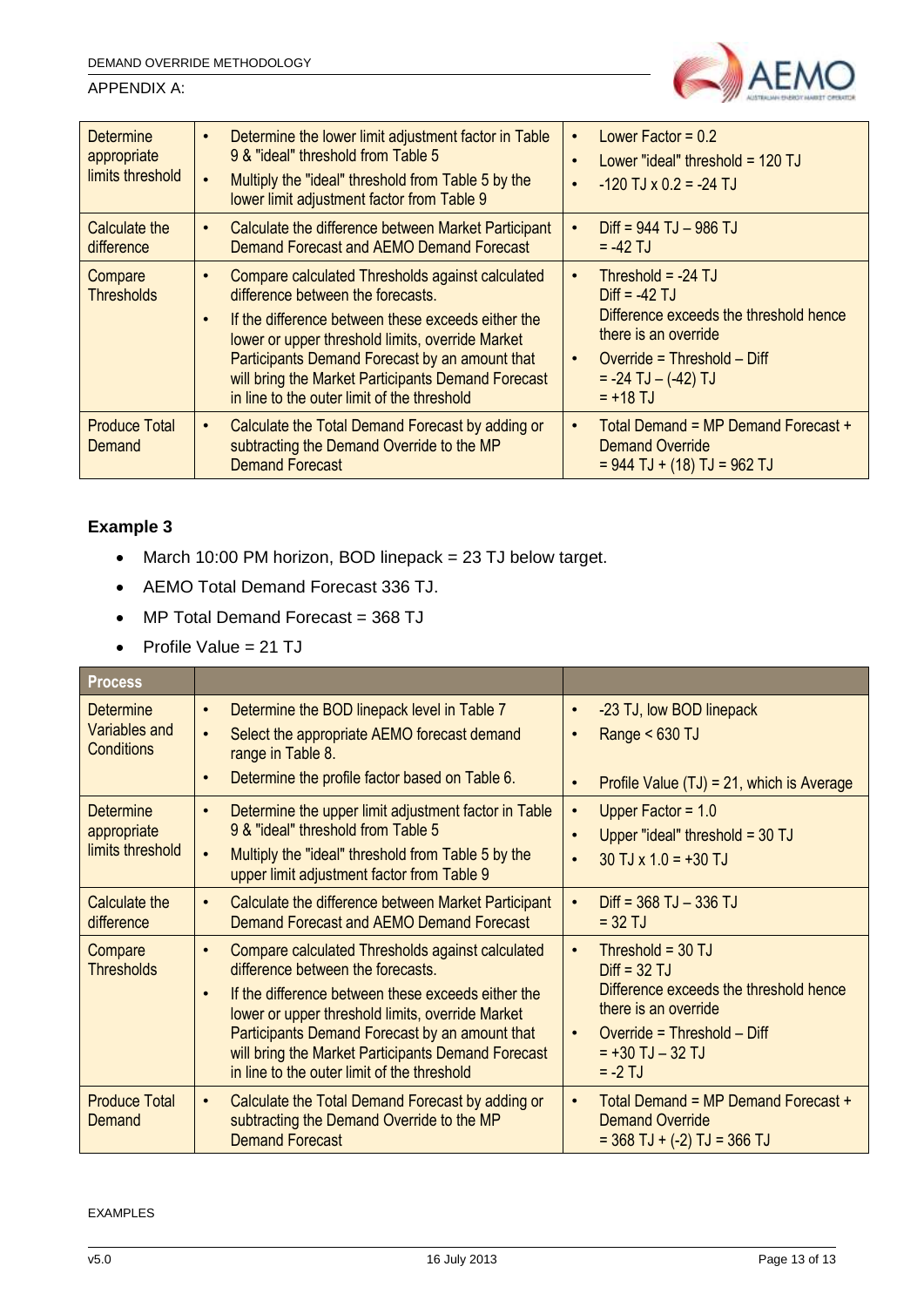| | | |
|---|---|---|
| Determine appropriate limits threshold | • Determine the lower limit adjustment factor in Table 9 & "ideal" threshold from Table 5<br>• Multiply the "ideal" threshold from Table 5 by the lower limit adjustment factor from Table 9 | • Lower Factor = 0.2<br>• Lower "ideal" threshold = 120 TJ<br>• -120 TJ x 0.2 = -24 TJ |
| Calculate the difference | • Calculate the difference between Market Participant Demand Forecast and AEMO Demand Forecast | • Diff = 944 TJ – 986 TJ<br>= -42 TJ |
| Compare Thresholds | • Compare calculated Thresholds against calculated difference between the forecasts.<br>• If the difference between these exceeds either the lower or upper threshold limits, override Market Participants Demand Forecast by an amount that will bring the Market Participants Demand Forecast in line to the outer limit of the threshold | • Threshold = -24 TJ<br>Diff = -42 TJ<br>Difference exceeds the threshold hence there is an override<br>• Override = Threshold – Diff<br>= -24 TJ – (-42) TJ<br>= +18 TJ |
| Produce Total Demand | • Calculate the Total Demand Forecast by adding or subtracting the Demand Override to the MP Demand Forecast | • Total Demand = MP Demand Forecast + Demand Override<br>= 944 TJ + (18) TJ = 962 TJ |

### Example 3

- March 10:00 PM horizon, BOD linepack = 23 TJ below target.
- AEMO Total Demand Forecast 336 TJ.
- MP Total Demand Forecast = 368 TJ
- Profile Value = 21 TJ

| Process | | |
|---|---|---|
| Determine Variables and Conditions | • Determine the BOD linepack level in Table 7<br>• Select the appropriate AEMO forecast demand range in Table 8.<br>• Determine the profile factor based on Table 6. | • -23 TJ, low BOD linepack<br>• Range < 630 TJ<br>• Profile Value (TJ) = 21, which is Average |
| Determine appropriate limits threshold | • Determine the upper limit adjustment factor in Table 9 & "ideal" threshold from Table 5<br>• Multiply the "ideal" threshold from Table 5 by the upper limit adjustment factor from Table 9 | • Upper Factor = 1.0<br>• Upper "ideal" threshold = 30 TJ<br>• 30 TJ x 1.0 = +30 TJ |
| Calculate the difference | • Calculate the difference between Market Participant Demand Forecast and AEMO Demand Forecast | • Diff = 368 TJ – 336 TJ<br>= 32 TJ |
| Compare Thresholds | • Compare calculated Thresholds against calculated difference between the forecasts.<br>• If the difference between these exceeds either the lower or upper threshold limits, override Market Participants Demand Forecast by an amount that will bring the Market Participants Demand Forecast in line to the outer limit of the threshold | • Threshold = 30 TJ<br>Diff = 32 TJ<br>Difference exceeds the threshold hence there is an override<br>• Override = Threshold – Diff<br>= +30 TJ – 32 TJ<br>= -2 TJ |
| Produce Total Demand | • Calculate the Total Demand Forecast by adding or subtracting the Demand Override to the MP Demand Forecast | • Total Demand = MP Demand Forecast + Demand Override<br>= 368 TJ + (-2) TJ = 366 TJ |